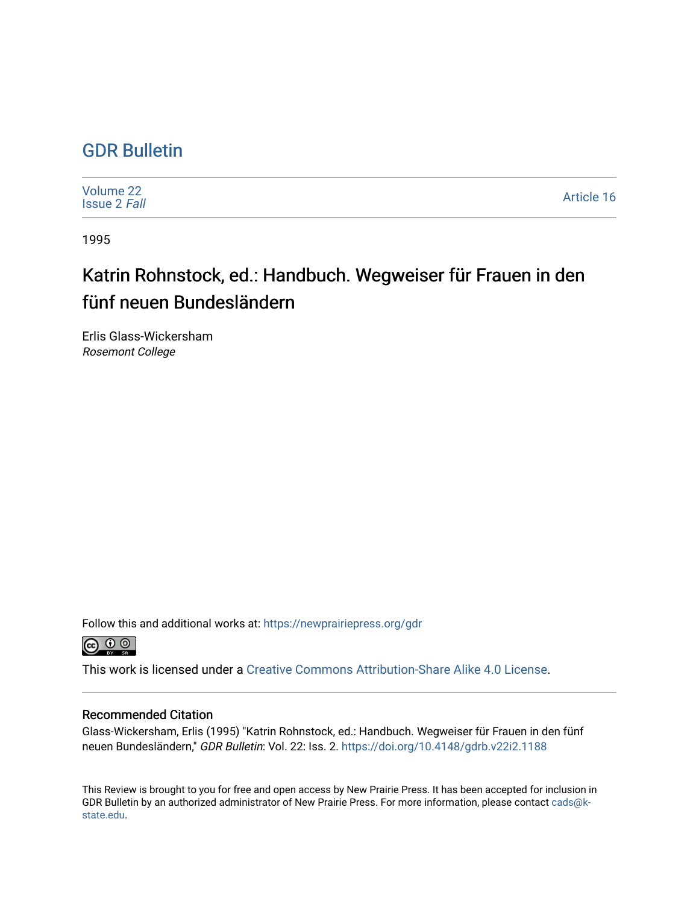# GDR Bulletin

Volume 22
Issue 2 *Fall*

Article 16

1995

## Katrin Rohnstock, ed.: Handbuch. Wegweiser für Frauen in den fünf neuen Bundesländern

Erlis Glass-Wickersham
*Rosemont College*

Follow this and additional works at: https://newprairiepress.org/gdr

This work is licensed under a Creative Commons Attribution-Share Alike 4.0 License.

### Recommended Citation

Glass-Wickersham, Erlis (1995) "Katrin Rohnstock, ed.: Handbuch. Wegweiser für Frauen in den fünf neuen Bundesländern," *GDR Bulletin*: Vol. 22: Iss. 2. https://doi.org/10.4148/gdrb.v22i2.1188

This Review is brought to you for free and open access by New Prairie Press. It has been accepted for inclusion in GDR Bulletin by an authorized administrator of New Prairie Press. For more information, please contact cads@k-state.edu.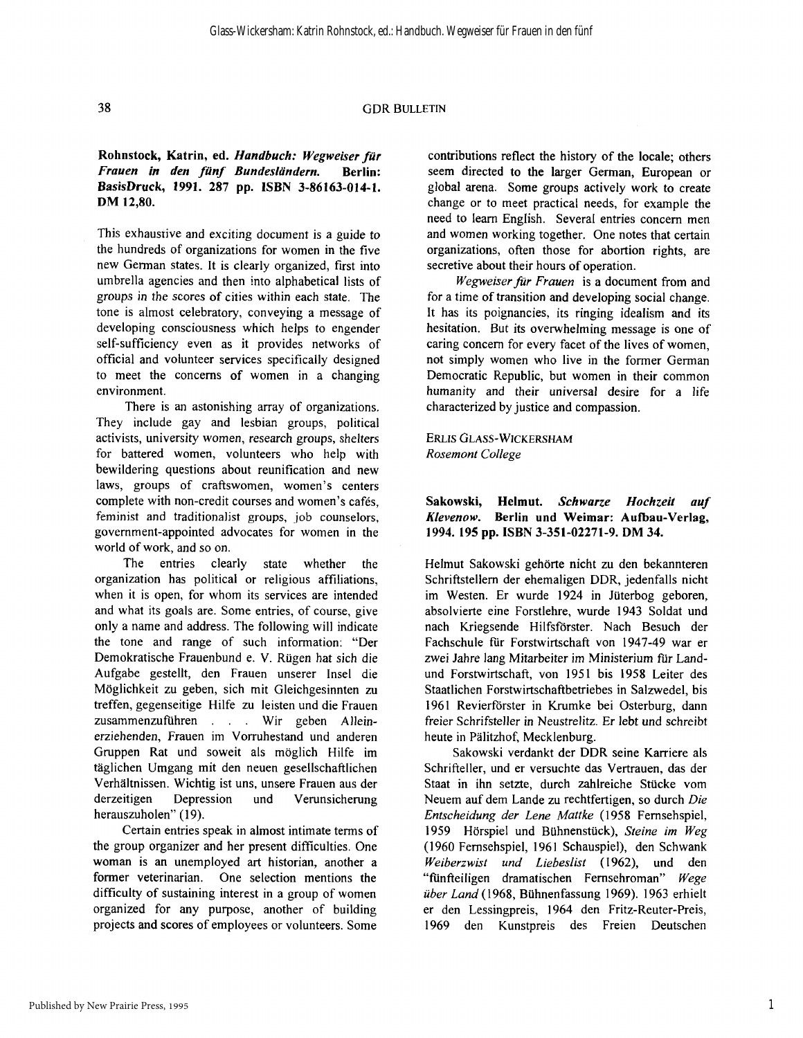**Rohnstock, Katrin, ed. *Handbuch: Wegweiser für Frauen in den fünf Bundesländern.* Berlin: BasisDruck, 1991. 287 pp. ISBN 3-86163-014-1. DM 12,80.**

This exhaustive and exciting document is a guide to the hundreds of organizations for women in the five new German states. It is clearly organized, first into umbrella agencies and then into alphabetical lists of groups in the scores of cities within each state. The tone is almost celebratory, conveying a message of developing consciousness which helps to engender self-sufficiency even as it provides networks of official and volunteer services specifically designed to meet the concerns of women in a changing environment.

There is an astonishing array of organizations. They include gay and lesbian groups, political activists, university women, research groups, shelters for battered women, volunteers who help with bewildering questions about reunification and new laws, groups of craftswomen, women's centers complete with non-credit courses and women's cafés, feminist and traditionalist groups, job counselors, government-appointed advocates for women in the world of work, and so on.

The entries clearly state whether the organization has political or religious affiliations, when it is open, for whom its services are intended and what its goals are. Some entries, of course, give only a name and address. The following will indicate the tone and range of such information: "Der Demokratische Frauenbund e. V. Rügen hat sich die Aufgabe gestellt, den Frauen unserer Insel die Möglichkeit zu geben, sich mit Gleichgesinnten zu treffen, gegenseitige Hilfe zu leisten und die Frauen zusammenzuführen . . . Wir geben Alleinerziehenden, Frauen im Vorruhestand und anderen Gruppen Rat und soweit als möglich Hilfe im täglichen Umgang mit den neuen gesellschaftlichen Verhältnissen. Wichtig ist uns, unsere Frauen aus der derzeitigen Depression und Verunsicherung herauszuholen" (19).

Certain entries speak in almost intimate terms of the group organizer and her present difficulties. One woman is an unemployed art historian, another a former veterinarian. One selection mentions the difficulty of sustaining interest in a group of women organized for any purpose, another of building projects and scores of employees or volunteers. Some contributions reflect the history of the locale; others seem directed to the larger German, European or global arena. Some groups actively work to create change or to meet practical needs, for example the need to learn English. Several entries concern men and women working together. One notes that certain organizations, often those for abortion rights, are secretive about their hours of operation.

*Wegweiser für Frauen* is a document from and for a time of transition and developing social change. It has its poignancies, its ringing idealism and its hesitation. But its overwhelming message is one of caring concern for every facet of the lives of women, not simply women who live in the former German Democratic Republic, but women in their common humanity and their universal desire for a life characterized by justice and compassion.

ERLIS GLASS-WICKERSHAM
*Rosemont College*

**Sakowski, Helmut. *Schwarze Hochzeit auf Klevenow.* Berlin und Weimar: Aufbau-Verlag, 1994. 195 pp. ISBN 3-351-02271-9. DM 34.**

Helmut Sakowski gehörte nicht zu den bekannteren Schriftstellern der ehemaligen DDR, jedenfalls nicht im Westen. Er wurde 1924 in Jüterbog geboren, absolvierte eine Forstlehre, wurde 1943 Soldat und nach Kriegsende Hilfsförster. Nach Besuch der Fachschule für Forstwirtschaft von 1947-49 war er zwei Jahre lang Mitarbeiter im Ministerium für Land- und Forstwirtschaft, von 1951 bis 1958 Leiter des Staatlichen Forstwirtschaftbetriebes in Salzwedel, bis 1961 Revierförster in Krumke bei Osterburg, dann freier Schriftsteller in Neustrelitz. Er lebt und schreibt heute in Pälitzhof, Mecklenburg.

Sakowski verdankt der DDR seine Karriere als Schrifteller, und er versuchte das Vertrauen, das der Staat in ihn setzte, durch zahlreiche Stücke vom Neuem auf dem Lande zu rechtfertigen, so durch *Die Entscheidung der Lene Mattke* (1958 Fernsehspiel, 1959 Hörspiel und Bühnenstück), *Steine im Weg* (1960 Fernsehspiel, 1961 Schauspiel), den Schwank *Weiberzwist und Liebeslist* (1962), und den "fünfteiligen dramatischen Fernsehroman" *Wege über Land* (1968, Bühnenfassung 1969). 1963 erhielt er den Lessingpreis, 1964 den Fritz-Reuter-Preis, 1969 den Kunstpreis des Freien Deutschen